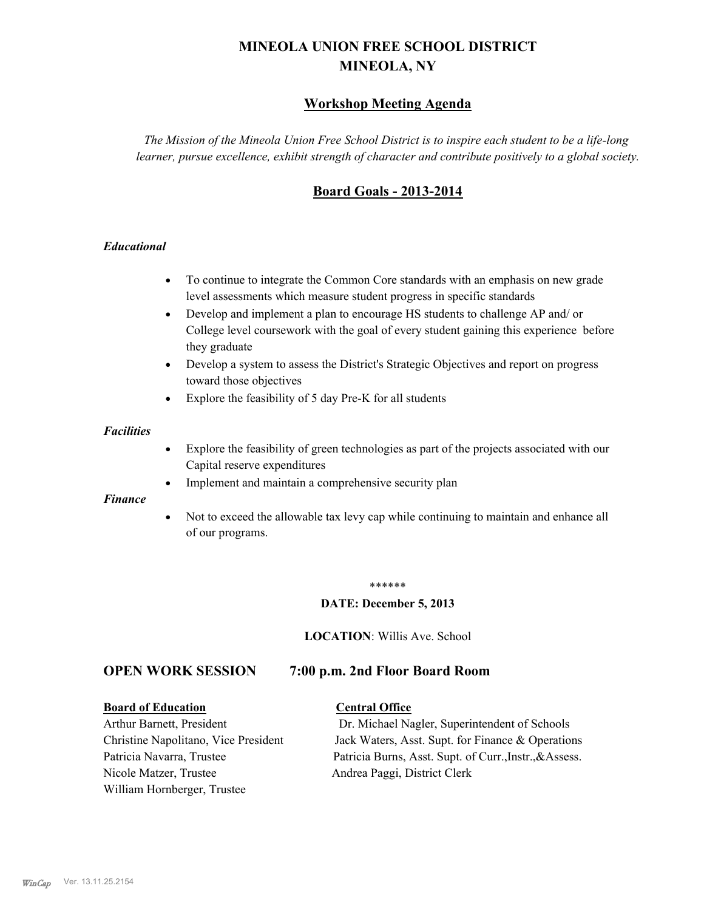# MINEOLA UNION FREE SCHOOL DISTRICT
# MINEOLA, NY

## Workshop Meeting Agenda

*The Mission of the Mineola Union Free School District is to inspire each student to be a life-long learner, pursue excellence, exhibit strength of character and contribute positively to a global society.*

## Board Goals - 2013-2014

### *Educational*

- To continue to integrate the Common Core standards with an emphasis on new grade level assessments which measure student progress in specific standards
- Develop and implement a plan to encourage HS students to challenge AP and/ or College level coursework with the goal of every student gaining this experience before they graduate
- Develop a system to assess the District's Strategic Objectives and report on progress toward those objectives
- Explore the feasibility of 5 day Pre-K for all students

### *Facilities*

- Explore the feasibility of green technologies as part of the projects associated with our Capital reserve expenditures
- Implement and maintain a comprehensive security plan

### *Finance*

- Not to exceed the allowable tax levy cap while continuing to maintain and enhance all of our programs.

******

**DATE: December 5, 2013**

**LOCATION**: Willis Ave. School

## OPEN WORK SESSION 7:00 p.m. 2nd Floor Board Room

| **Board of Education** | **Central Office** |
|---|---|
| Arthur Barnett, President | Dr. Michael Nagler, Superintendent of Schools |
| Christine Napolitano, Vice President | Jack Waters, Asst. Supt. for Finance & Operations |
| Patricia Navarra, Trustee | Patricia Burns, Asst. Supt. of Curr.,Instr.,&Assess. |
| Nicole Matzer, Trustee | Andrea Paggi, District Clerk |
| William Hornberger, Trustee | |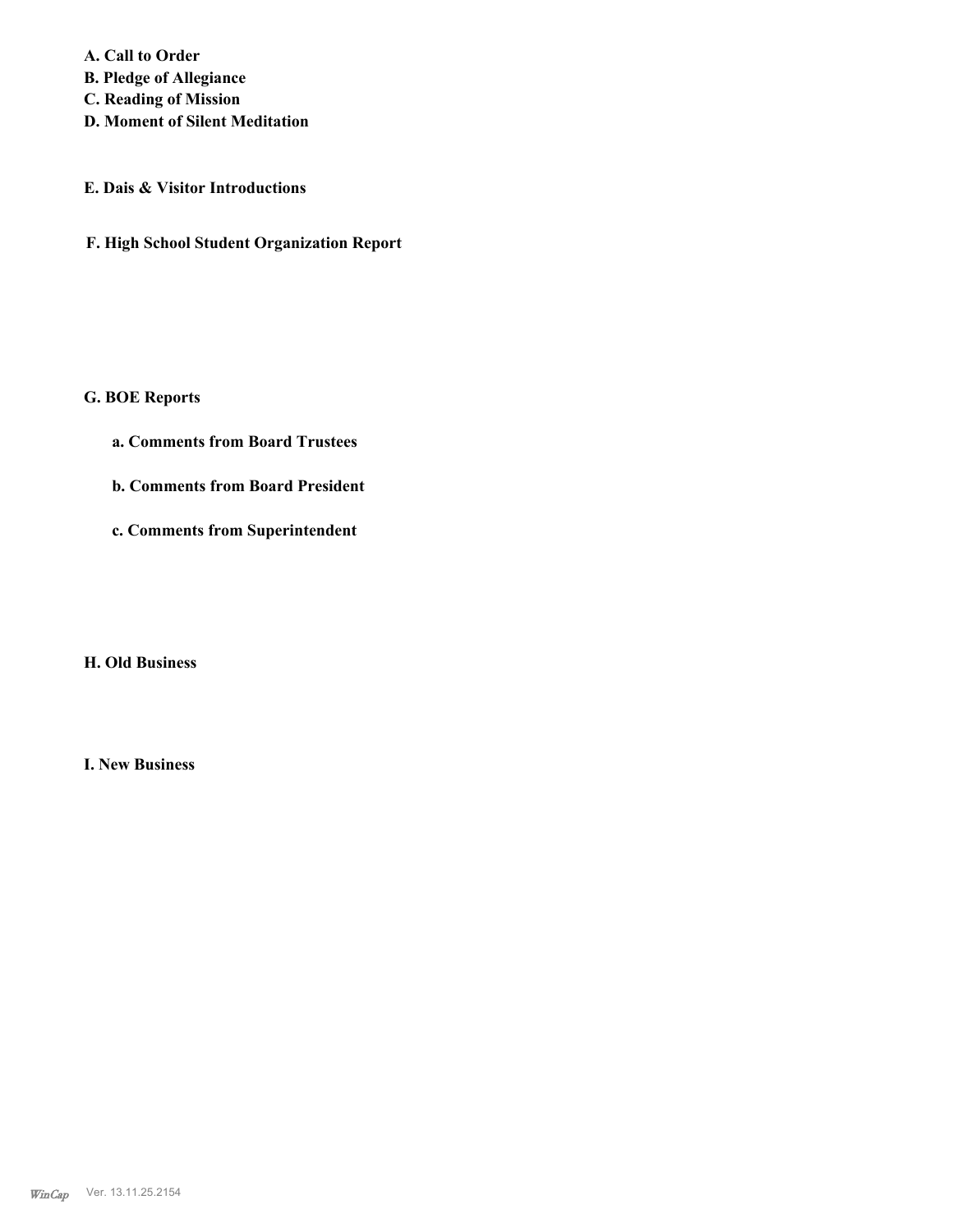**A. Call to Order**
**B. Pledge of Allegiance**
**C. Reading of Mission**
**D. Moment of Silent Meditation**

**E. Dais & Visitor Introductions**

**F. High School Student Organization Report**

**G. BOE Reports**

**a. Comments from Board Trustees**

**b. Comments from Board President**

**c. Comments from Superintendent**

**H. Old Business**

**I. New Business**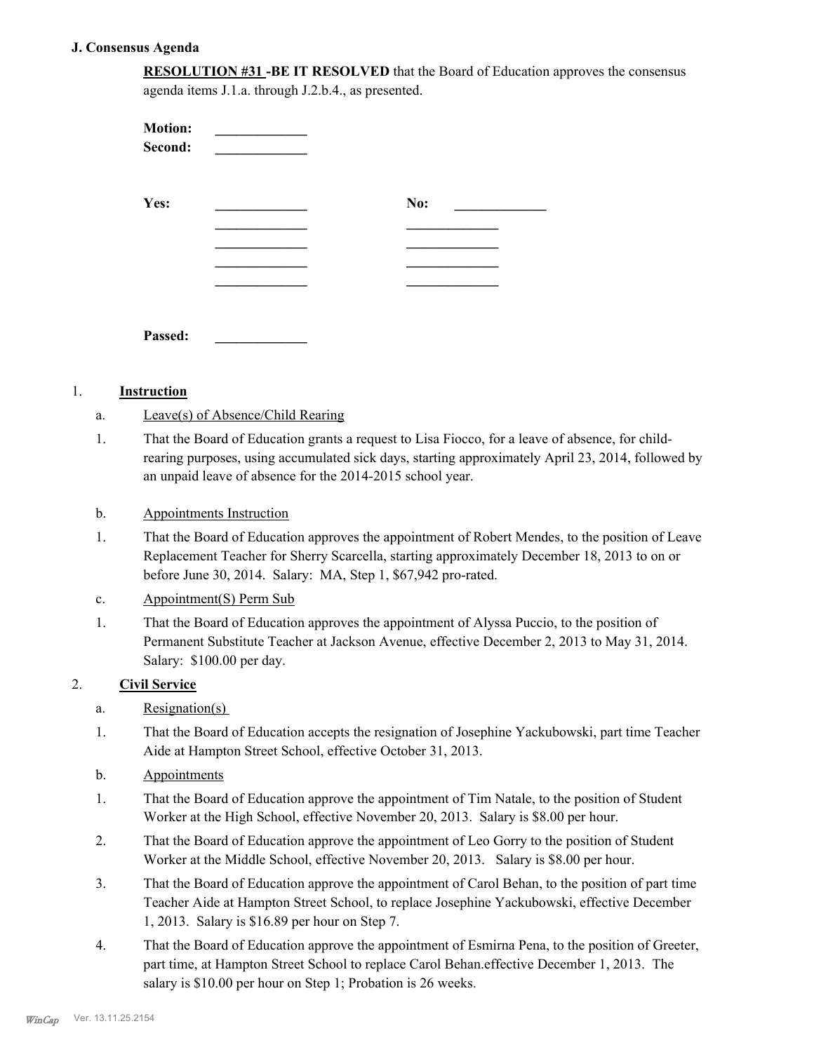### J. Consensus Agenda

**RESOLUTION #31 -BE IT RESOLVED** that the Board of Education approves the consensus agenda items J.1.a. through J.2.b.4., as presented.

**Motion:** _____________
**Second:** _____________

| **Yes:** | _____________ | **No:** | _____________ |
|---|---|---|---|
| | _____________ | | _____________ |
| | _____________ | | _____________ |
| | _____________ | | _____________ |
| | _____________ | | _____________ |

**Passed:** _____________

1. **Instruction**

   a. Leave(s) of Absence/Child Rearing

   1. That the Board of Education grants a request to Lisa Fiocco, for a leave of absence, for child-rearing purposes, using accumulated sick days, starting approximately April 23, 2014, followed by an unpaid leave of absence for the 2014-2015 school year.

   b. Appointments Instruction

   1. That the Board of Education approves the appointment of Robert Mendes, to the position of Leave Replacement Teacher for Sherry Scarcella, starting approximately December 18, 2013 to on or before June 30, 2014. Salary: MA, Step 1, $67,942 pro-rated.

   c. Appointment(S) Perm Sub

   1. That the Board of Education approves the appointment of Alyssa Puccio, to the position of Permanent Substitute Teacher at Jackson Avenue, effective December 2, 2013 to May 31, 2014. Salary: $100.00 per day.

2. **Civil Service**

   a. Resignation(s)

   1. That the Board of Education accepts the resignation of Josephine Yackubowski, part time Teacher Aide at Hampton Street School, effective October 31, 2013.

   b. Appointments

   1. That the Board of Education approve the appointment of Tim Natale, to the position of Student Worker at the High School, effective November 20, 2013. Salary is $8.00 per hour.
   2. That the Board of Education approve the appointment of Leo Gorry to the position of Student Worker at the Middle School, effective November 20, 2013. Salary is $8.00 per hour.
   3. That the Board of Education approve the appointment of Carol Behan, to the position of part time Teacher Aide at Hampton Street School, to replace Josephine Yackubowski, effective December 1, 2013. Salary is $16.89 per hour on Step 7.
   4. That the Board of Education approve the appointment of Esmirna Pena, to the position of Greeter, part time, at Hampton Street School to replace Carol Behan.effective December 1, 2013. The salary is $10.00 per hour on Step 1; Probation is 26 weeks.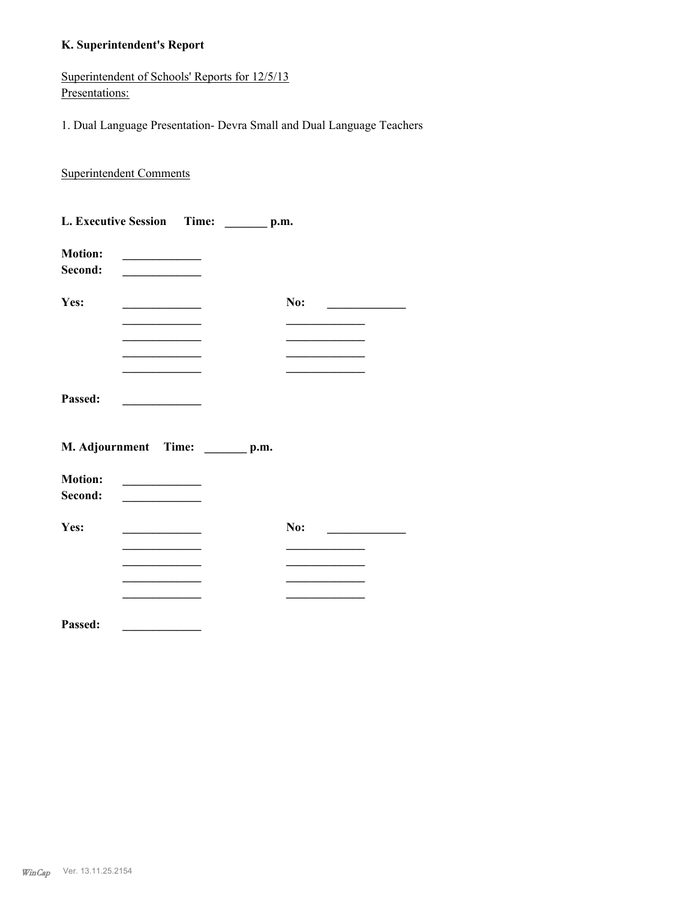**K. Superintendent's Report**

Superintendent of Schools' Reports for 12/5/13
Presentations:

1. Dual Language Presentation- Devra Small and Dual Language Teachers

Superintendent Comments

**L. Executive Session Time: _______ p.m.**

**Motion:** _____________
**Second:** _____________

**Yes:** _____________ **No:** _____________

Yes: _____________ | No: _____________

Yes: _____________ | No: _____________

Yes: _____________ | No: _____________

Yes: _____________ | No: _____________

**Passed:** _____________

**M. Adjournment Time: _______ p.m.**

**Motion:** _____________
**Second:** _____________

**Yes:** _____________ **No:** _____________

Yes: _____________ | No: _____________

Yes: _____________ | No: _____________

Yes: _____________ | No: _____________

Yes: _____________ | No: _____________

**Passed:** _____________

WinCap Ver. 13.11.25.2154